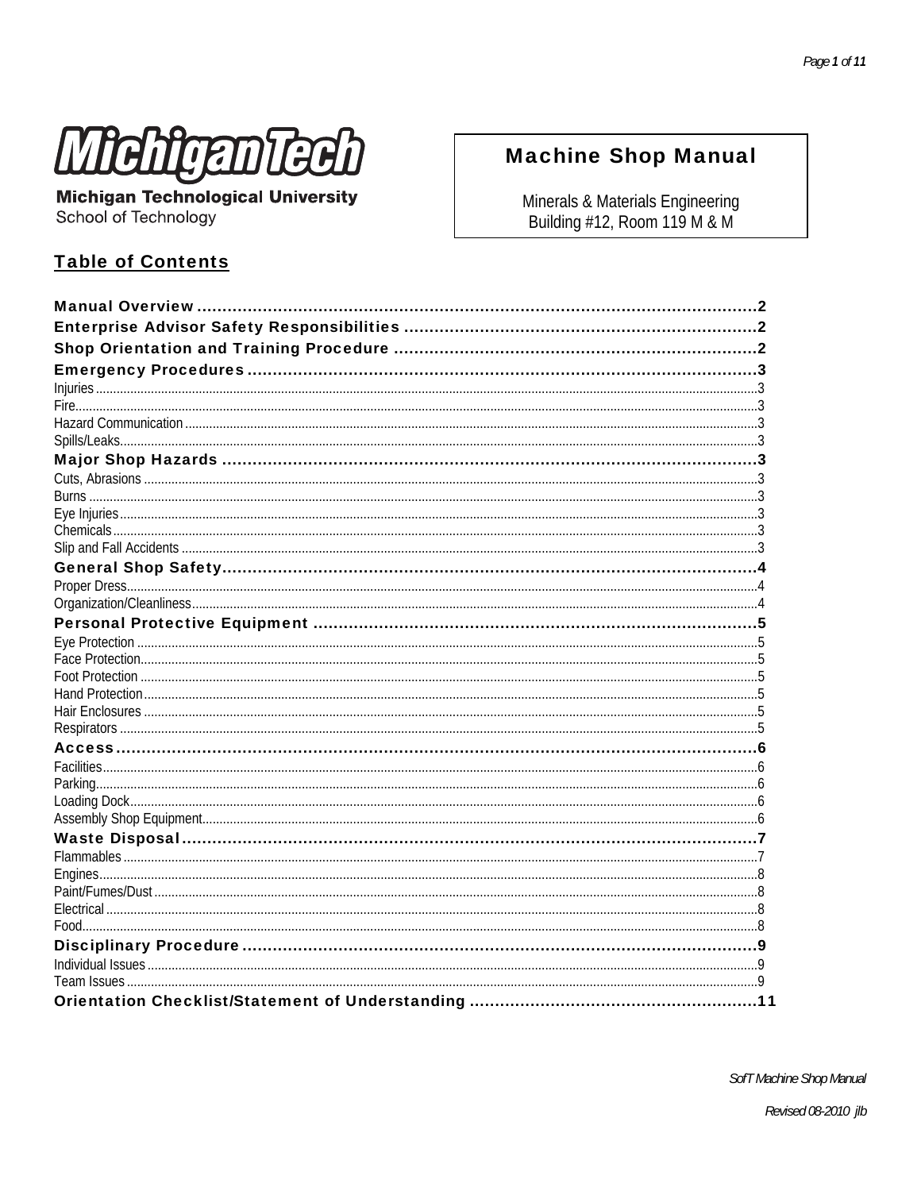**Michigan Tech**

**Michigan Technological University**
School of Technology

# Machine Shop Manual

Minerals & Materials Engineering
Building #12, Room 119 M & M

## Table of Contents

| | |
|---|---|
| **Manual Overview** | **2** |
| **Enterprise Advisor Safety Responsibilities** | **2** |
| **Shop Orientation and Training Procedure** | **2** |
| **Emergency Procedures** | **3** |
| Injuries | 3 |
| Fire | 3 |
| Hazard Communication | 3 |
| Spills/Leaks | 3 |
| **Major Shop Hazards** | **3** |
| Cuts, Abrasions | 3 |
| Burns | 3 |
| Eye Injuries | 3 |
| Chemicals | 3 |
| Slip and Fall Accidents | 3 |
| **General Shop Safety** | **4** |
| Proper Dress | 4 |
| Organization/Cleanliness | 4 |
| **Personal Protective Equipment** | **5** |
| Eye Protection | 5 |
| Face Protection | 5 |
| Foot Protection | 5 |
| Hand Protection | 5 |
| Hair Enclosures | 5 |
| Respirators | 5 |
| **Access** | **6** |
| Facilities | 6 |
| Parking | 6 |
| Loading Dock | 6 |
| Assembly Shop Equipment | 6 |
| **Waste Disposal** | **7** |
| Flammables | 7 |
| Engines | 8 |
| Paint/Fumes/Dust | 8 |
| Electrical | 8 |
| Food | 8 |
| **Disciplinary Procedure** | **9** |
| Individual Issues | 9 |
| Team Issues | 9 |
| **Orientation Checklist/Statement of Understanding** | **11** |

*SofT Machine Shop Manual*

*Revised 08-2010 jlb*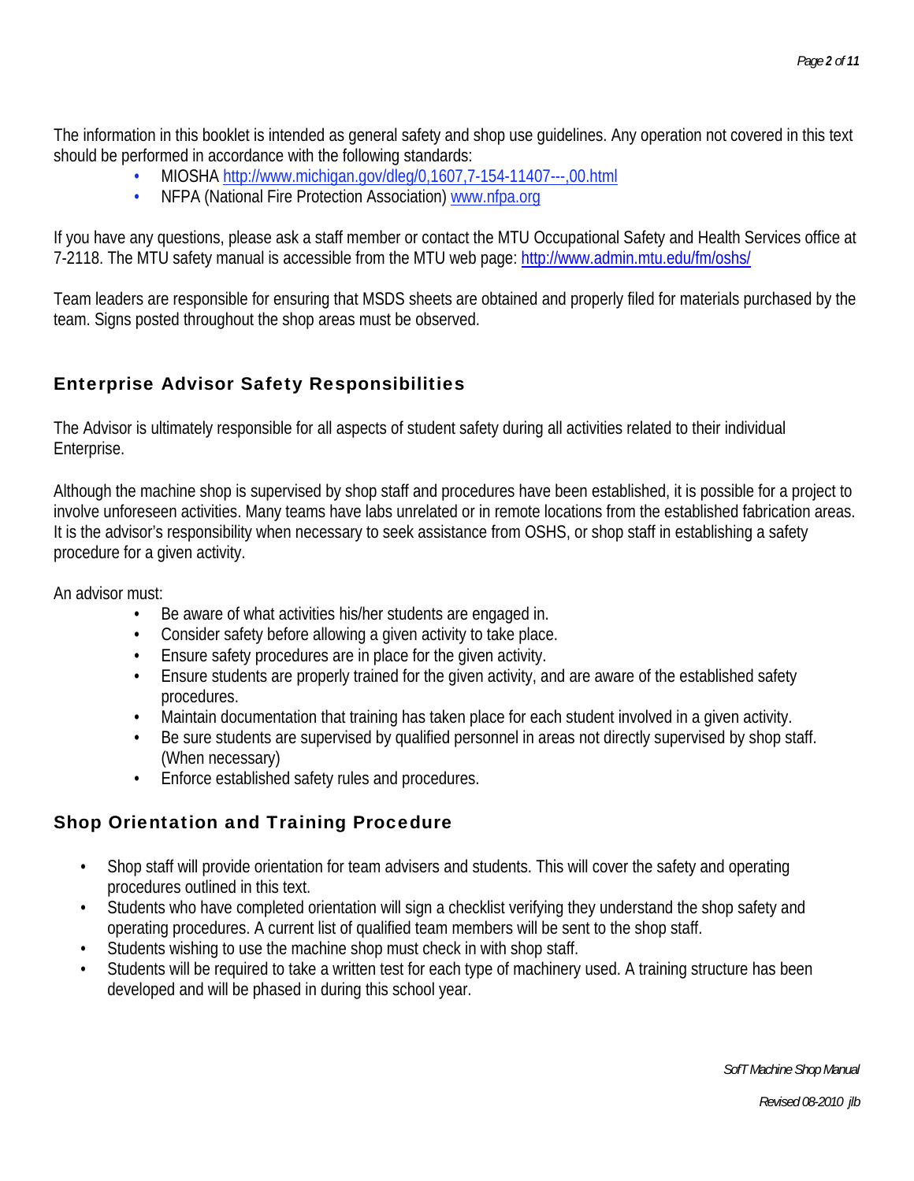The information in this booklet is intended as general safety and shop use guidelines. Any operation not covered in this text should be performed in accordance with the following standards:

- MIOSHA http://www.michigan.gov/dleg/0,1607,7-154-11407---,00.html
- NFPA (National Fire Protection Association) www.nfpa.org

If you have any questions, please ask a staff member or contact the MTU Occupational Safety and Health Services office at 7-2118. The MTU safety manual is accessible from the MTU web page: http://www.admin.mtu.edu/fm/oshs/

Team leaders are responsible for ensuring that MSDS sheets are obtained and properly filed for materials purchased by the team. Signs posted throughout the shop areas must be observed.

## Enterprise Advisor Safety Responsibilities

The Advisor is ultimately responsible for all aspects of student safety during all activities related to their individual Enterprise.

Although the machine shop is supervised by shop staff and procedures have been established, it is possible for a project to involve unforeseen activities. Many teams have labs unrelated or in remote locations from the established fabrication areas. It is the advisor's responsibility when necessary to seek assistance from OSHS, or shop staff in establishing a safety procedure for a given activity.

An advisor must:

- Be aware of what activities his/her students are engaged in.
- Consider safety before allowing a given activity to take place.
- Ensure safety procedures are in place for the given activity.
- Ensure students are properly trained for the given activity, and are aware of the established safety procedures.
- Maintain documentation that training has taken place for each student involved in a given activity.
- Be sure students are supervised by qualified personnel in areas not directly supervised by shop staff. (When necessary)
- Enforce established safety rules and procedures.

## Shop Orientation and Training Procedure

- Shop staff will provide orientation for team advisers and students. This will cover the safety and operating procedures outlined in this text.
- Students who have completed orientation will sign a checklist verifying they understand the shop safety and operating procedures. A current list of qualified team members will be sent to the shop staff.
- Students wishing to use the machine shop must check in with shop staff.
- Students will be required to take a written test for each type of machinery used. A training structure has been developed and will be phased in during this school year.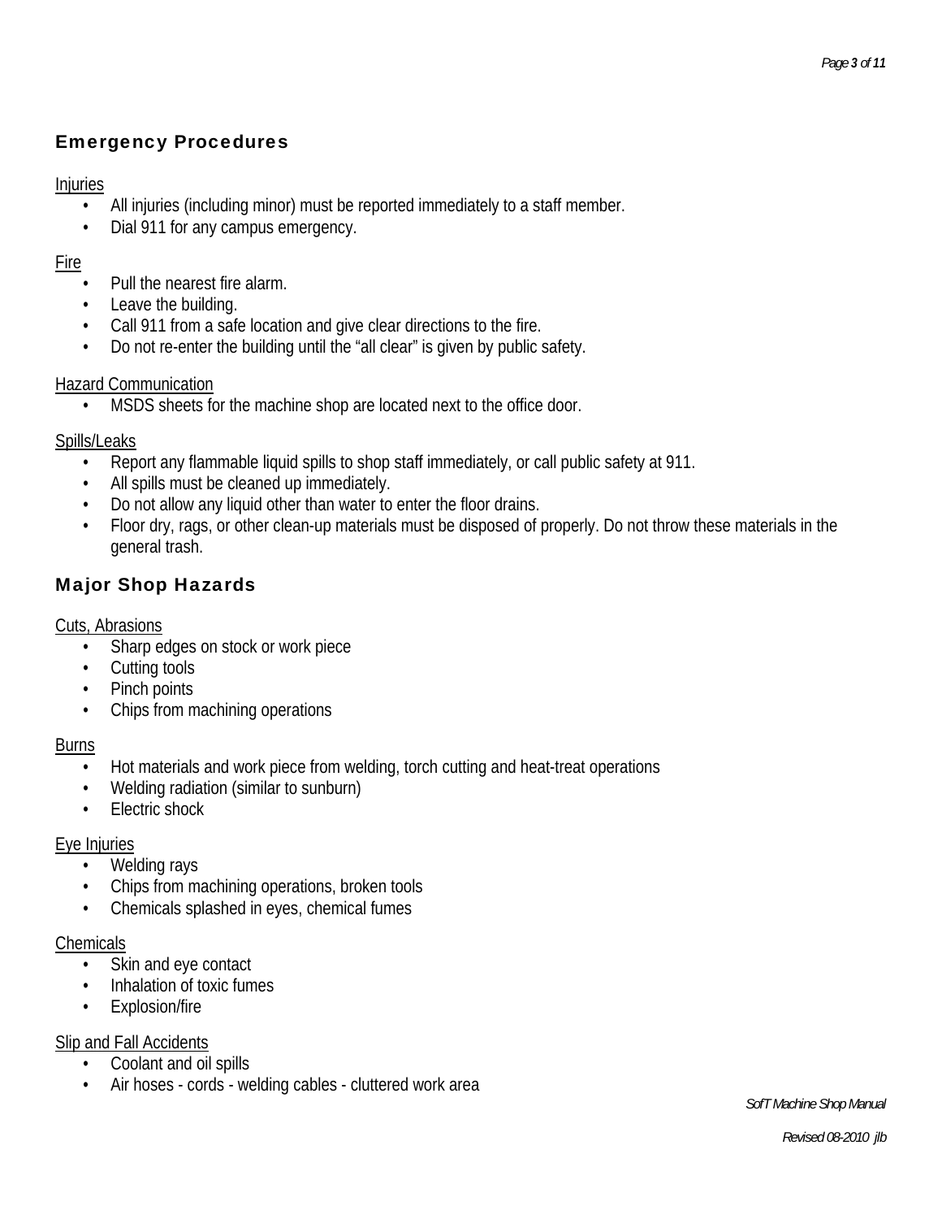## Emergency Procedures

Injuries

- All injuries (including minor) must be reported immediately to a staff member.
- Dial 911 for any campus emergency.

Fire

- Pull the nearest fire alarm.
- Leave the building.
- Call 911 from a safe location and give clear directions to the fire.
- Do not re-enter the building until the “all clear” is given by public safety.

Hazard Communication

- MSDS sheets for the machine shop are located next to the office door.

Spills/Leaks

- Report any flammable liquid spills to shop staff immediately, or call public safety at 911.
- All spills must be cleaned up immediately.
- Do not allow any liquid other than water to enter the floor drains.
- Floor dry, rags, or other clean-up materials must be disposed of properly. Do not throw these materials in the general trash.

## Major Shop Hazards

Cuts, Abrasions

- Sharp edges on stock or work piece
- Cutting tools
- Pinch points
- Chips from machining operations

Burns

- Hot materials and work piece from welding, torch cutting and heat-treat operations
- Welding radiation (similar to sunburn)
- Electric shock

Eye Injuries

- Welding rays
- Chips from machining operations, broken tools
- Chemicals splashed in eyes, chemical fumes

Chemicals

- Skin and eye contact
- Inhalation of toxic fumes
- Explosion/fire

Slip and Fall Accidents

- Coolant and oil spills
- Air hoses - cords - welding cables - cluttered work area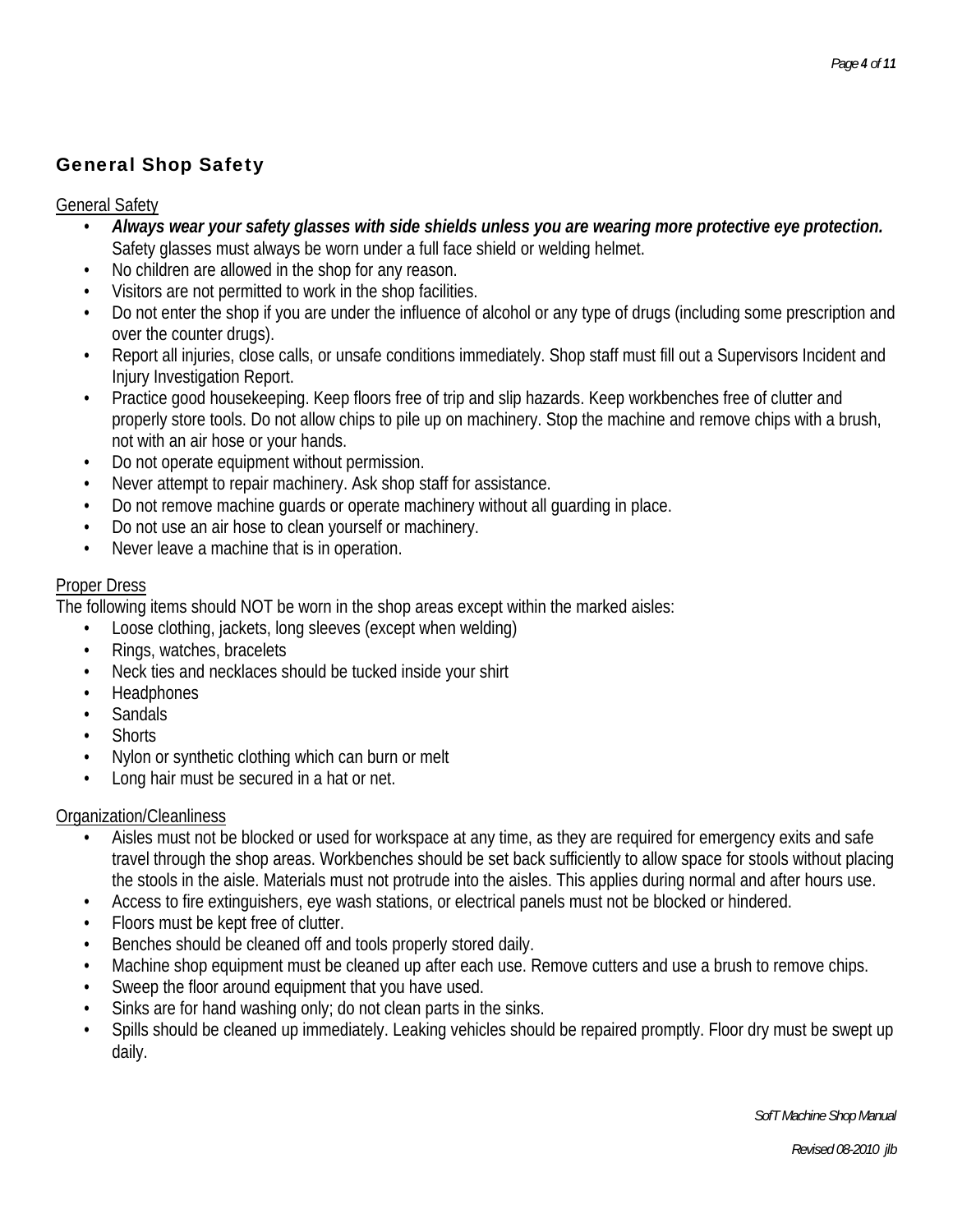## General Shop Safety

General Safety

- ***Always wear your safety glasses with side shields unless you are wearing more protective eye protection.*** Safety glasses must always be worn under a full face shield or welding helmet.
- No children are allowed in the shop for any reason.
- Visitors are not permitted to work in the shop facilities.
- Do not enter the shop if you are under the influence of alcohol or any type of drugs (including some prescription and over the counter drugs).
- Report all injuries, close calls, or unsafe conditions immediately. Shop staff must fill out a Supervisors Incident and Injury Investigation Report.
- Practice good housekeeping. Keep floors free of trip and slip hazards. Keep workbenches free of clutter and properly store tools. Do not allow chips to pile up on machinery. Stop the machine and remove chips with a brush, not with an air hose or your hands.
- Do not operate equipment without permission.
- Never attempt to repair machinery. Ask shop staff for assistance.
- Do not remove machine guards or operate machinery without all guarding in place.
- Do not use an air hose to clean yourself or machinery.
- Never leave a machine that is in operation.

Proper Dress

The following items should NOT be worn in the shop areas except within the marked aisles:

- Loose clothing, jackets, long sleeves (except when welding)
- Rings, watches, bracelets
- Neck ties and necklaces should be tucked inside your shirt
- Headphones
- Sandals
- Shorts
- Nylon or synthetic clothing which can burn or melt
- Long hair must be secured in a hat or net.

Organization/Cleanliness

- Aisles must not be blocked or used for workspace at any time, as they are required for emergency exits and safe travel through the shop areas. Workbenches should be set back sufficiently to allow space for stools without placing the stools in the aisle. Materials must not protrude into the aisles. This applies during normal and after hours use.
- Access to fire extinguishers, eye wash stations, or electrical panels must not be blocked or hindered.
- Floors must be kept free of clutter.
- Benches should be cleaned off and tools properly stored daily.
- Machine shop equipment must be cleaned up after each use. Remove cutters and use a brush to remove chips.
- Sweep the floor around equipment that you have used.
- Sinks are for hand washing only; do not clean parts in the sinks.
- Spills should be cleaned up immediately. Leaking vehicles should be repaired promptly. Floor dry must be swept up daily.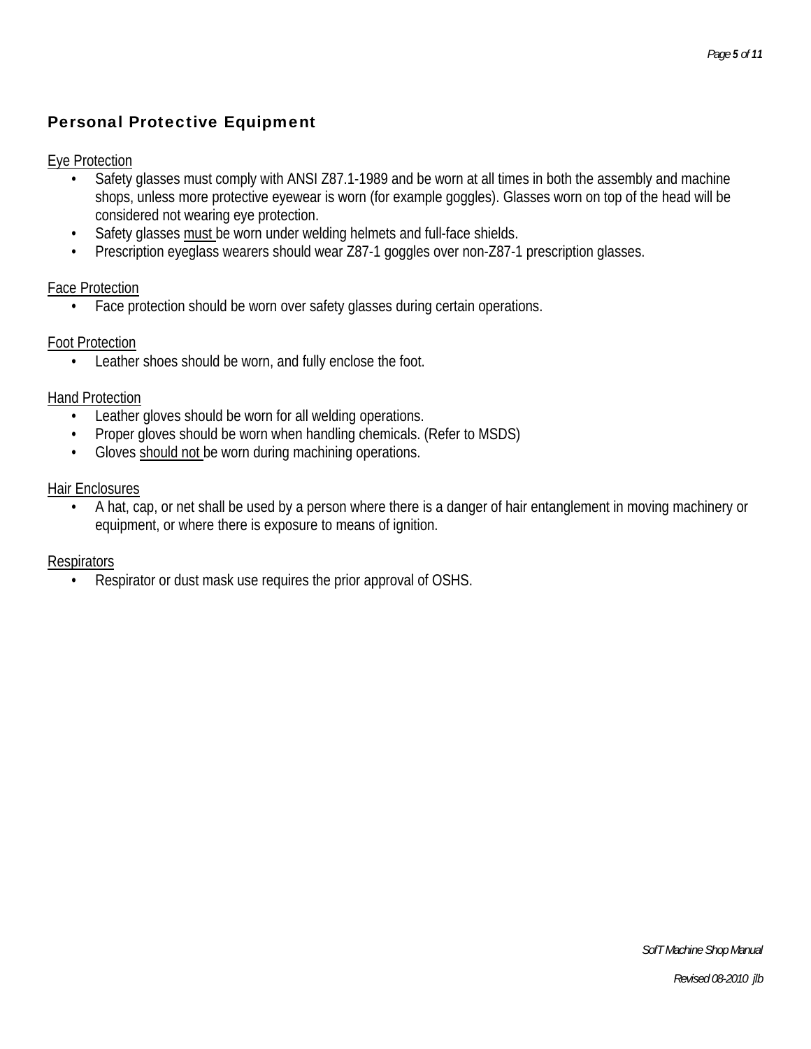## Personal Protective Equipment

Eye Protection

- Safety glasses must comply with ANSI Z87.1-1989 and be worn at all times in both the assembly and machine shops, unless more protective eyewear is worn (for example goggles). Glasses worn on top of the head will be considered not wearing eye protection.
- Safety glasses <u>must</u> be worn under welding helmets and full-face shields.
- Prescription eyeglass wearers should wear Z87-1 goggles over non-Z87-1 prescription glasses.

Face Protection

- Face protection should be worn over safety glasses during certain operations.

Foot Protection

- Leather shoes should be worn, and fully enclose the foot.

Hand Protection

- Leather gloves should be worn for all welding operations.
- Proper gloves should be worn when handling chemicals. (Refer to MSDS)
- Gloves <u>should not</u> be worn during machining operations.

Hair Enclosures

- A hat, cap, or net shall be used by a person where there is a danger of hair entanglement in moving machinery or equipment, or where there is exposure to means of ignition.

Respirators

- Respirator or dust mask use requires the prior approval of OSHS.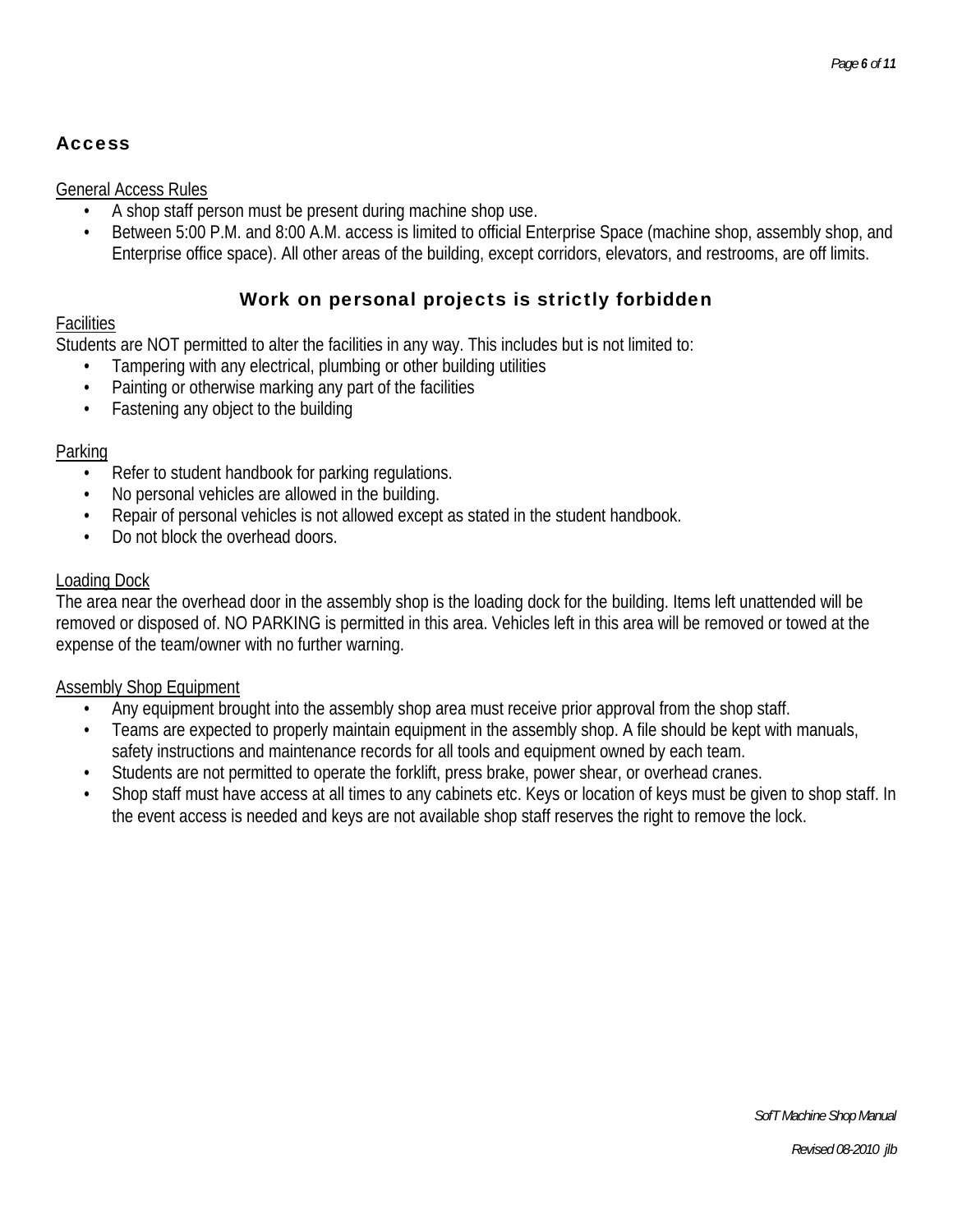## Access

General Access Rules

- A shop staff person must be present during machine shop use.
- Between 5:00 P.M. and 8:00 A.M. access is limited to official Enterprise Space (machine shop, assembly shop, and Enterprise office space). All other areas of the building, except corridors, elevators, and restrooms, are off limits.

### Work on personal projects is strictly forbidden

Facilities

Students are NOT permitted to alter the facilities in any way. This includes but is not limited to:

- Tampering with any electrical, plumbing or other building utilities
- Painting or otherwise marking any part of the facilities
- Fastening any object to the building

Parking

- Refer to student handbook for parking regulations.
- No personal vehicles are allowed in the building.
- Repair of personal vehicles is not allowed except as stated in the student handbook.
- Do not block the overhead doors.

Loading Dock

The area near the overhead door in the assembly shop is the loading dock for the building. Items left unattended will be removed or disposed of. NO PARKING is permitted in this area. Vehicles left in this area will be removed or towed at the expense of the team/owner with no further warning.

Assembly Shop Equipment

- Any equipment brought into the assembly shop area must receive prior approval from the shop staff.
- Teams are expected to properly maintain equipment in the assembly shop. A file should be kept with manuals, safety instructions and maintenance records for all tools and equipment owned by each team.
- Students are not permitted to operate the forklift, press brake, power shear, or overhead cranes.
- Shop staff must have access at all times to any cabinets etc. Keys or location of keys must be given to shop staff. In the event access is needed and keys are not available shop staff reserves the right to remove the lock.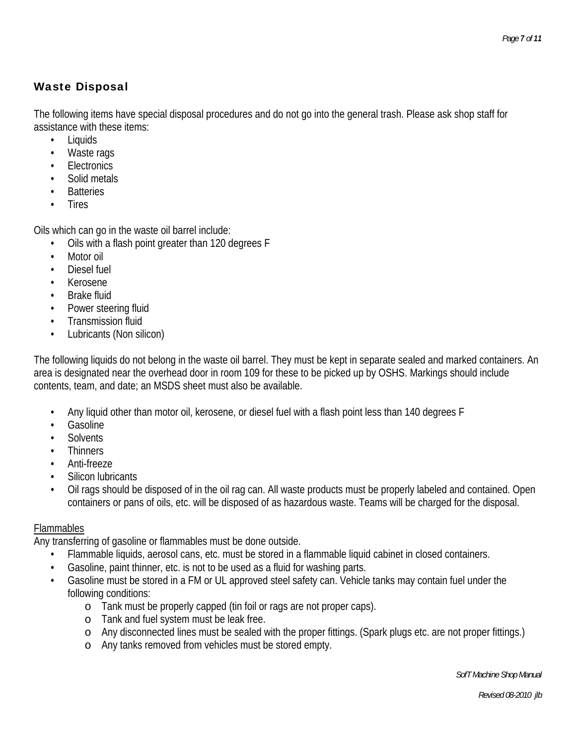## Waste Disposal

The following items have special disposal procedures and do not go into the general trash. Please ask shop staff for assistance with these items:

- Liquids
- Waste rags
- Electronics
- Solid metals
- Batteries
- Tires

Oils which can go in the waste oil barrel include:

- Oils with a flash point greater than 120 degrees F
- Motor oil
- Diesel fuel
- Kerosene
- Brake fluid
- Power steering fluid
- Transmission fluid
- Lubricants (Non silicon)

The following liquids do not belong in the waste oil barrel. They must be kept in separate sealed and marked containers. An area is designated near the overhead door in room 109 for these to be picked up by OSHS. Markings should include contents, team, and date; an MSDS sheet must also be available.

- Any liquid other than motor oil, kerosene, or diesel fuel with a flash point less than 140 degrees F
- Gasoline
- Solvents
- Thinners
- Anti-freeze
- Silicon lubricants
- Oil rags should be disposed of in the oil rag can. All waste products must be properly labeled and contained. Open containers or pans of oils, etc. will be disposed of as hazardous waste. Teams will be charged for the disposal.

<u>Flammables</u>

Any transferring of gasoline or flammables must be done outside.

- Flammable liquids, aerosol cans, etc. must be stored in a flammable liquid cabinet in closed containers.
- Gasoline, paint thinner, etc. is not to be used as a fluid for washing parts.
- Gasoline must be stored in a FM or UL approved steel safety can. Vehicle tanks may contain fuel under the following conditions:
    - Tank must be properly capped (tin foil or rags are not proper caps).
    - Tank and fuel system must be leak free.
    - Any disconnected lines must be sealed with the proper fittings. (Spark plugs etc. are not proper fittings.)
    - Any tanks removed from vehicles must be stored empty.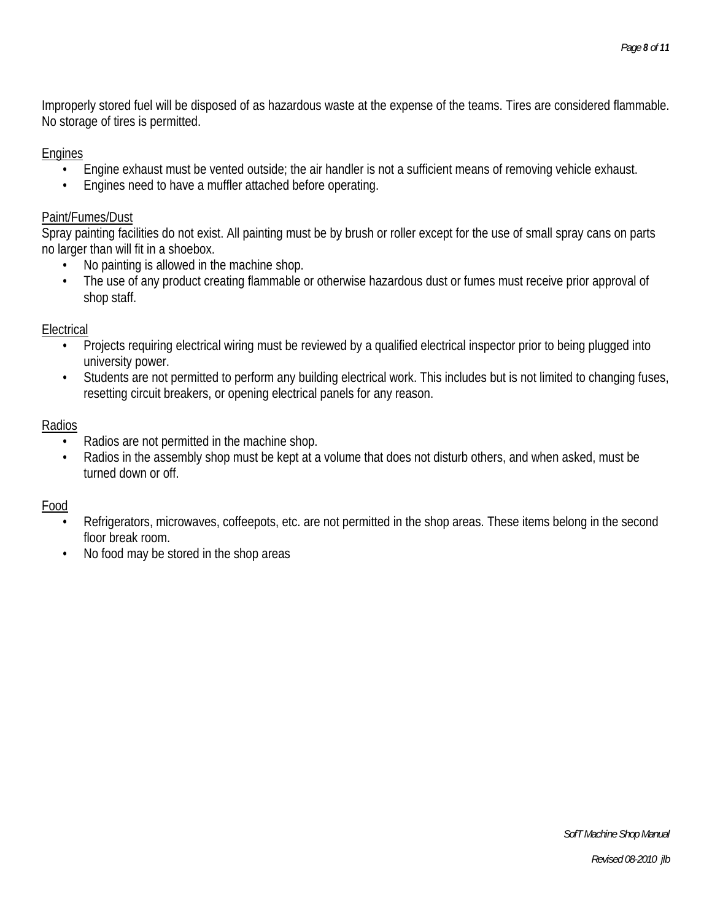Improperly stored fuel will be disposed of as hazardous waste at the expense of the teams. Tires are considered flammable. No storage of tires is permitted.

<u>Engines</u>

- Engine exhaust must be vented outside; the air handler is not a sufficient means of removing vehicle exhaust.
- Engines need to have a muffler attached before operating.

<u>Paint/Fumes/Dust</u>

Spray painting facilities do not exist. All painting must be by brush or roller except for the use of small spray cans on parts no larger than will fit in a shoebox.

- No painting is allowed in the machine shop.
- The use of any product creating flammable or otherwise hazardous dust or fumes must receive prior approval of shop staff.

<u>Electrical</u>

- Projects requiring electrical wiring must be reviewed by a qualified electrical inspector prior to being plugged into university power.
- Students are not permitted to perform any building electrical work. This includes but is not limited to changing fuses, resetting circuit breakers, or opening electrical panels for any reason.

<u>Radios</u>

- Radios are not permitted in the machine shop.
- Radios in the assembly shop must be kept at a volume that does not disturb others, and when asked, must be turned down or off.

<u>Food</u>

- Refrigerators, microwaves, coffeepots, etc. are not permitted in the shop areas. These items belong in the second floor break room.
- No food may be stored in the shop areas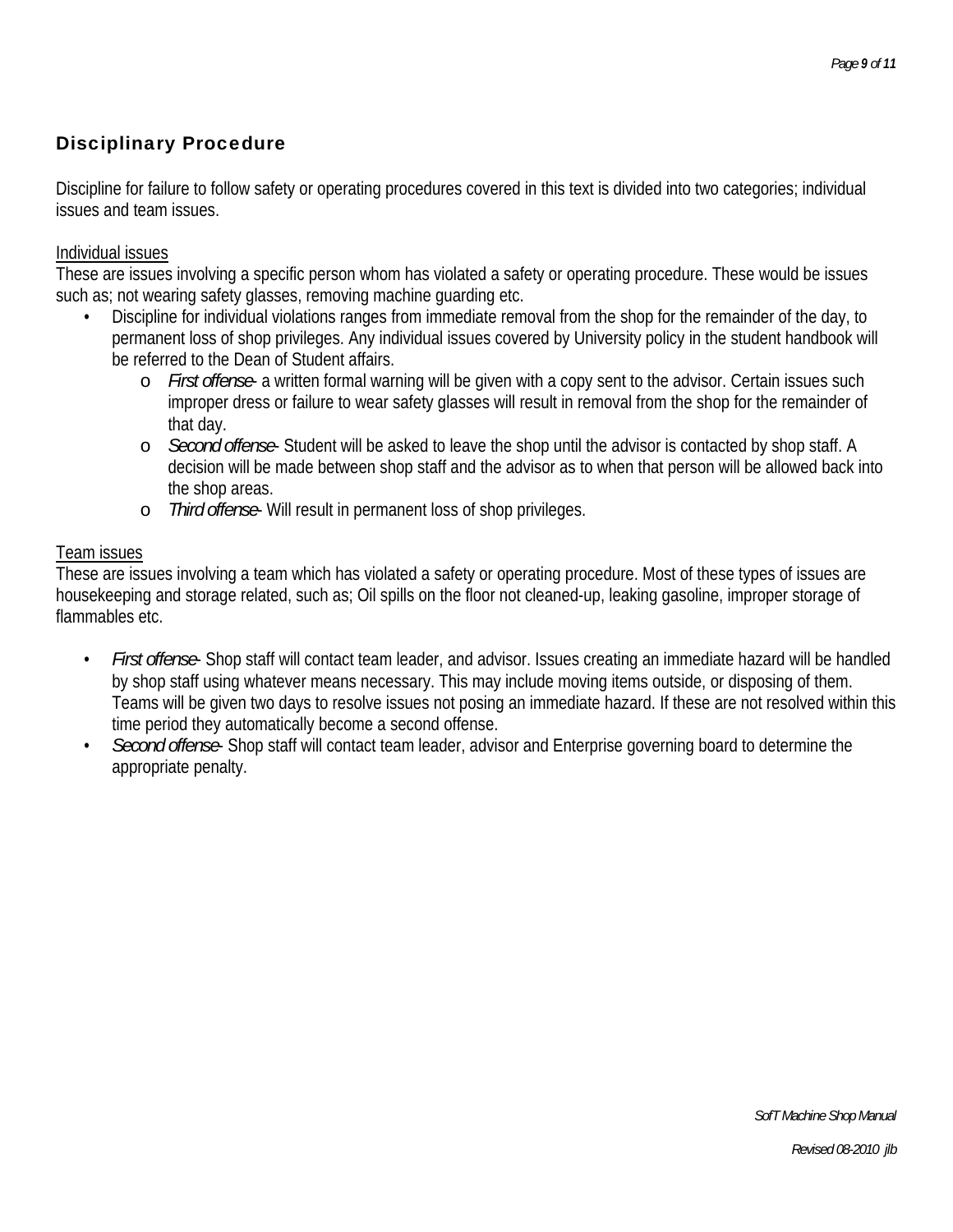## Disciplinary Procedure

Discipline for failure to follow safety or operating procedures covered in this text is divided into two categories; individual issues and team issues.

<u>Individual issues</u>

These are issues involving a specific person whom has violated a safety or operating procedure. These would be issues such as; not wearing safety glasses, removing machine guarding etc.

- Discipline for individual violations ranges from immediate removal from the shop for the remainder of the day, to permanent loss of shop privileges. Any individual issues covered by University policy in the student handbook will be referred to the Dean of Student affairs.
  - *First offense*- a written formal warning will be given with a copy sent to the advisor. Certain issues such improper dress or failure to wear safety glasses will result in removal from the shop for the remainder of that day.
  - *Second offense*- Student will be asked to leave the shop until the advisor is contacted by shop staff. A decision will be made between shop staff and the advisor as to when that person will be allowed back into the shop areas.
  - *Third offense*- Will result in permanent loss of shop privileges.

<u>Team issues</u>

These are issues involving a team which has violated a safety or operating procedure. Most of these types of issues are housekeeping and storage related, such as; Oil spills on the floor not cleaned-up, leaking gasoline, improper storage of flammables etc.

- *First offense*- Shop staff will contact team leader, and advisor. Issues creating an immediate hazard will be handled by shop staff using whatever means necessary. This may include moving items outside, or disposing of them. Teams will be given two days to resolve issues not posing an immediate hazard. If these are not resolved within this time period they automatically become a second offense.
- *Second offense*- Shop staff will contact team leader, advisor and Enterprise governing board to determine the appropriate penalty.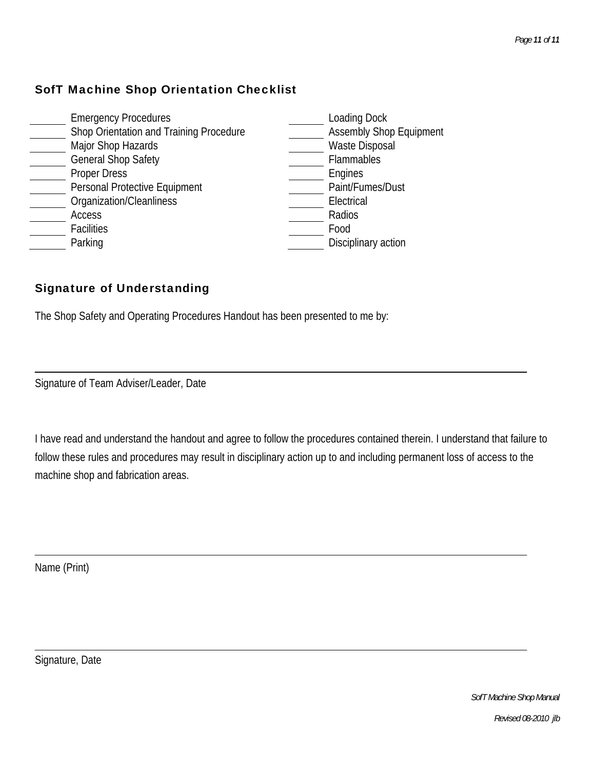## SofT Machine Shop Orientation Checklist

_______ Emergency Procedures
_______ Shop Orientation and Training Procedure
_______ Major Shop Hazards
_______ General Shop Safety
_______ Proper Dress
_______ Personal Protective Equipment
_______ Organization/Cleanliness
_______ Access
_______ Facilities
_______ Parking
_______ Loading Dock
_______ Assembly Shop Equipment
_______ Waste Disposal
_______ Flammables
_______ Engines
_______ Paint/Fumes/Dust
_______ Electrical
_______ Radios
_______ Food
_______ Disciplinary action

## Signature of Understanding

The Shop Safety and Operating Procedures Handout has been presented to me by:

______________________________________________________________________

Signature of Team Adviser/Leader, Date

I have read and understand the handout and agree to follow the procedures contained therein. I understand that failure to follow these rules and procedures may result in disciplinary action up to and including permanent loss of access to the machine shop and fabrication areas.

______________________________________________________________________

Name (Print)

______________________________________________________________________

Signature, Date

*SofT Machine Shop Manual*

*Revised 08-2010 jlb*